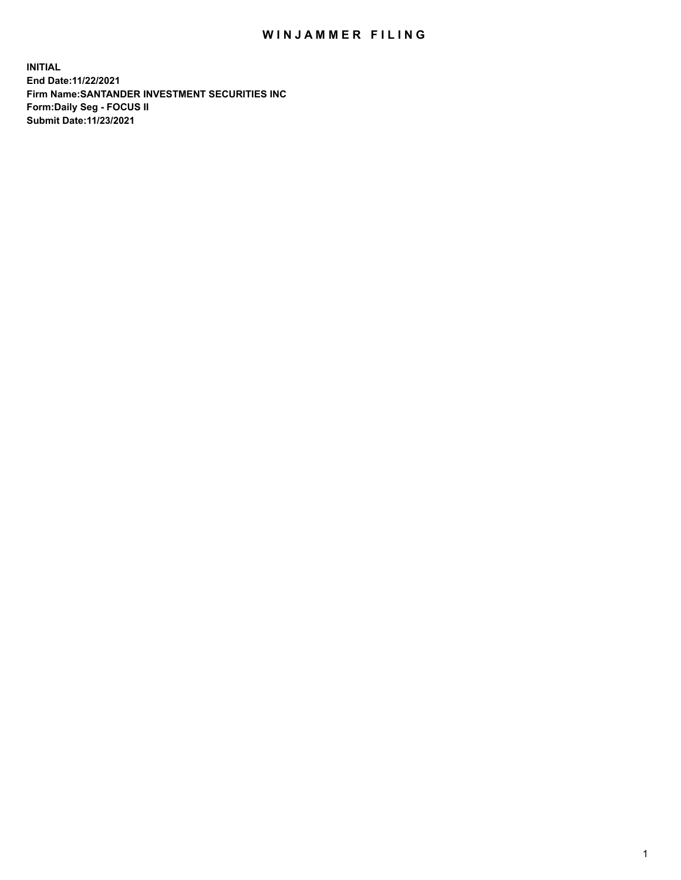# WINJAMMER FILING

**INITIAL**
**End Date:11/22/2021**
**Firm Name:SANTANDER INVESTMENT SECURITIES INC**
**Form:Daily Seg - FOCUS II**
**Submit Date:11/23/2021**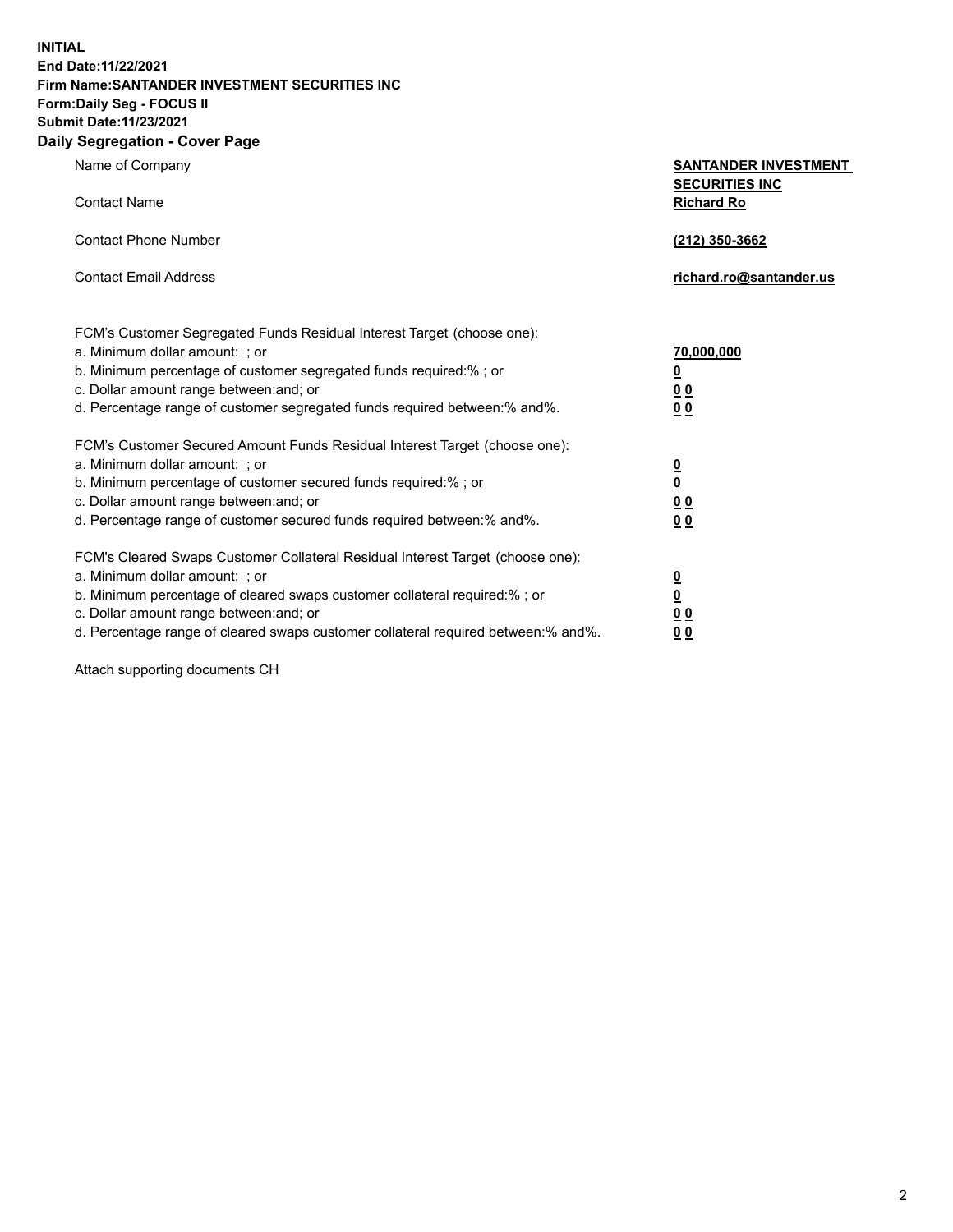**INITIAL**
**End Date:11/22/2021**
**Firm Name:SANTANDER INVESTMENT SECURITIES INC**
**Form:Daily Seg - FOCUS II**
**Submit Date:11/23/2021**

## Daily Segregation - Cover Page

| | |
|---|---|
| Name of Company | **SANTANDER INVESTMENT SECURITIES INC** |
| Contact Name | **Richard Ro** |
| Contact Phone Number | **(212) 350-3662** |
| Contact Email Address | **richard.ro@santander.us** |

| | |
|---|---|
| FCM's Customer Segregated Funds Residual Interest Target (choose one): | |
| a. Minimum dollar amount: ; or | **70,000,000** |
| b. Minimum percentage of customer segregated funds required:% ; or | **0** |
| c. Dollar amount range between:and; or | **0 0** |
| d. Percentage range of customer segregated funds required between:% and%. | **0 0** |
| FCM's Customer Secured Amount Funds Residual Interest Target (choose one): | |
| a. Minimum dollar amount: ; or | **0** |
| b. Minimum percentage of customer secured funds required:% ; or | **0** |
| c. Dollar amount range between:and; or | **0 0** |
| d. Percentage range of customer secured funds required between:% and%. | **0 0** |
| FCM's Cleared Swaps Customer Collateral Residual Interest Target (choose one): | |
| a. Minimum dollar amount: ; or | **0** |
| b. Minimum percentage of cleared swaps customer collateral required:% ; or | **0** |
| c. Dollar amount range between:and; or | **0 0** |
| d. Percentage range of cleared swaps customer collateral required between:% and%. | **0 0** |

Attach supporting documents CH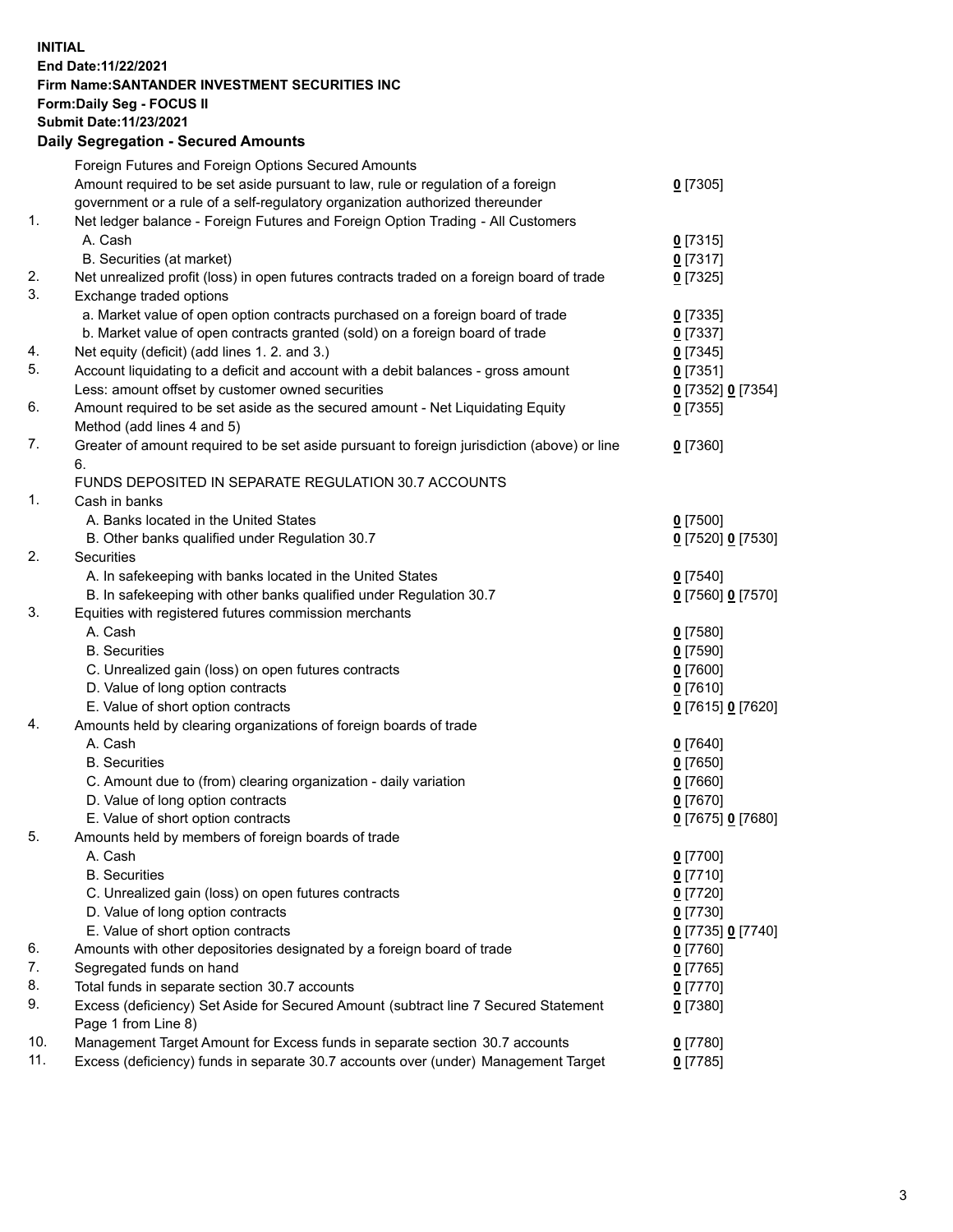**INITIAL**
**End Date:11/22/2021**
**Firm Name:SANTANDER INVESTMENT SECURITIES INC**
**Form:Daily Seg - FOCUS II**
**Submit Date:11/23/2021**

## Daily Segregation - Secured Amounts

| | | |
|---|---|---|
| | Foreign Futures and Foreign Options Secured Amounts | |
| | Amount required to be set aside pursuant to law, rule or regulation of a foreign government or a rule of a self-regulatory organization authorized thereunder | 0 [7305] |
| 1. | Net ledger balance - Foreign Futures and Foreign Option Trading - All Customers | |
| | A. Cash | 0 [7315] |
| | B. Securities (at market) | 0 [7317] |
| 2. | Net unrealized profit (loss) in open futures contracts traded on a foreign board of trade | 0 [7325] |
| 3. | Exchange traded options | |
| | a. Market value of open option contracts purchased on a foreign board of trade | 0 [7335] |
| | b. Market value of open contracts granted (sold) on a foreign board of trade | 0 [7337] |
| 4. | Net equity (deficit) (add lines 1. 2. and 3.) | 0 [7345] |
| 5. | Account liquidating to a deficit and account with a debit balances - gross amount | 0 [7351] |
| | Less: amount offset by customer owned securities | 0 [7352] 0 [7354] |
| 6. | Amount required to be set aside as the secured amount - Net Liquidating Equity Method (add lines 4 and 5) | 0 [7355] |
| 7. | Greater of amount required to be set aside pursuant to foreign jurisdiction (above) or line 6. | 0 [7360] |
| | FUNDS DEPOSITED IN SEPARATE REGULATION 30.7 ACCOUNTS | |
| 1. | Cash in banks | |
| | A. Banks located in the United States | 0 [7500] |
| | B. Other banks qualified under Regulation 30.7 | 0 [7520] 0 [7530] |
| 2. | Securities | |
| | A. In safekeeping with banks located in the United States | 0 [7540] |
| | B. In safekeeping with other banks qualified under Regulation 30.7 | 0 [7560] 0 [7570] |
| 3. | Equities with registered futures commission merchants | |
| | A. Cash | 0 [7580] |
| | B. Securities | 0 [7590] |
| | C. Unrealized gain (loss) on open futures contracts | 0 [7600] |
| | D. Value of long option contracts | 0 [7610] |
| | E. Value of short option contracts | 0 [7615] 0 [7620] |
| 4. | Amounts held by clearing organizations of foreign boards of trade | |
| | A. Cash | 0 [7640] |
| | B. Securities | 0 [7650] |
| | C. Amount due to (from) clearing organization - daily variation | 0 [7660] |
| | D. Value of long option contracts | 0 [7670] |
| | E. Value of short option contracts | 0 [7675] 0 [7680] |
| 5. | Amounts held by members of foreign boards of trade | |
| | A. Cash | 0 [7700] |
| | B. Securities | 0 [7710] |
| | C. Unrealized gain (loss) on open futures contracts | 0 [7720] |
| | D. Value of long option contracts | 0 [7730] |
| | E. Value of short option contracts | 0 [7735] 0 [7740] |
| 6. | Amounts with other depositories designated by a foreign board of trade | 0 [7760] |
| 7. | Segregated funds on hand | 0 [7765] |
| 8. | Total funds in separate section 30.7 accounts | 0 [7770] |
| 9. | Excess (deficiency) Set Aside for Secured Amount (subtract line 7 Secured Statement Page 1 from Line 8) | 0 [7380] |
| 10. | Management Target Amount for Excess funds in separate section 30.7 accounts | 0 [7780] |
| 11. | Excess (deficiency) funds in separate 30.7 accounts over (under) Management Target | 0 [7785] |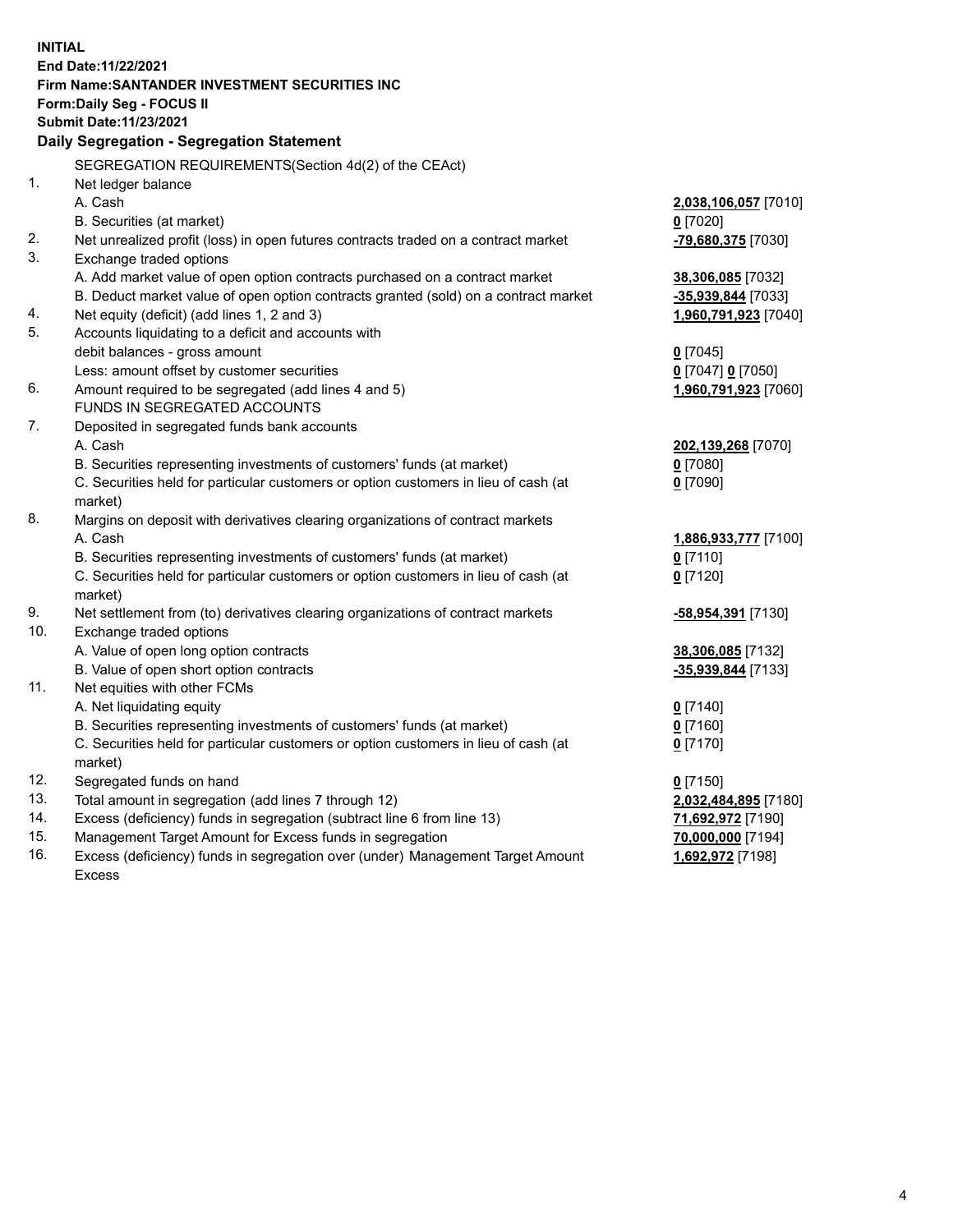**INITIAL**
**End Date:11/22/2021**
**Firm Name:SANTANDER INVESTMENT SECURITIES INC**
**Form:Daily Seg - FOCUS II**
**Submit Date:11/23/2021**

### Daily Segregation - Segregation Statement

| | | |
|---|---|---|
| | SEGREGATION REQUIREMENTS(Section 4d(2) of the CEAct) | |
| 1. | Net ledger balance | |
| | A. Cash | **2,038,106,057** [7010] |
| | B. Securities (at market) | **0** [7020] |
| 2. | Net unrealized profit (loss) in open futures contracts traded on a contract market | **-79,680,375** [7030] |
| 3. | Exchange traded options | |
| | A. Add market value of open option contracts purchased on a contract market | **38,306,085** [7032] |
| | B. Deduct market value of open option contracts granted (sold) on a contract market | **-35,939,844** [7033] |
| 4. | Net equity (deficit) (add lines 1, 2 and 3) | **1,960,791,923** [7040] |
| 5. | Accounts liquidating to a deficit and accounts with | |
| | debit balances - gross amount | **0** [7045] |
| | Less: amount offset by customer securities | **0** [7047] **0** [7050] |
| 6. | Amount required to be segregated (add lines 4 and 5) | **1,960,791,923** [7060] |
| | FUNDS IN SEGREGATED ACCOUNTS | |
| 7. | Deposited in segregated funds bank accounts | |
| | A. Cash | **202,139,268** [7070] |
| | B. Securities representing investments of customers' funds (at market) | **0** [7080] |
| | C. Securities held for particular customers or option customers in lieu of cash (at market) | **0** [7090] |
| 8. | Margins on deposit with derivatives clearing organizations of contract markets | |
| | A. Cash | **1,886,933,777** [7100] |
| | B. Securities representing investments of customers' funds (at market) | **0** [7110] |
| | C. Securities held for particular customers or option customers in lieu of cash (at market) | **0** [7120] |
| 9. | Net settlement from (to) derivatives clearing organizations of contract markets | **-58,954,391** [7130] |
| 10. | Exchange traded options | |
| | A. Value of open long option contracts | **38,306,085** [7132] |
| | B. Value of open short option contracts | **-35,939,844** [7133] |
| 11. | Net equities with other FCMs | |
| | A. Net liquidating equity | **0** [7140] |
| | B. Securities representing investments of customers' funds (at market) | **0** [7160] |
| | C. Securities held for particular customers or option customers in lieu of cash (at market) | **0** [7170] |
| 12. | Segregated funds on hand | **0** [7150] |
| 13. | Total amount in segregation (add lines 7 through 12) | **2,032,484,895** [7180] |
| 14. | Excess (deficiency) funds in segregation (subtract line 6 from line 13) | **71,692,972** [7190] |
| 15. | Management Target Amount for Excess funds in segregation | **70,000,000** [7194] |
| 16. | Excess (deficiency) funds in segregation over (under) Management Target Amount Excess | **1,692,972** [7198] |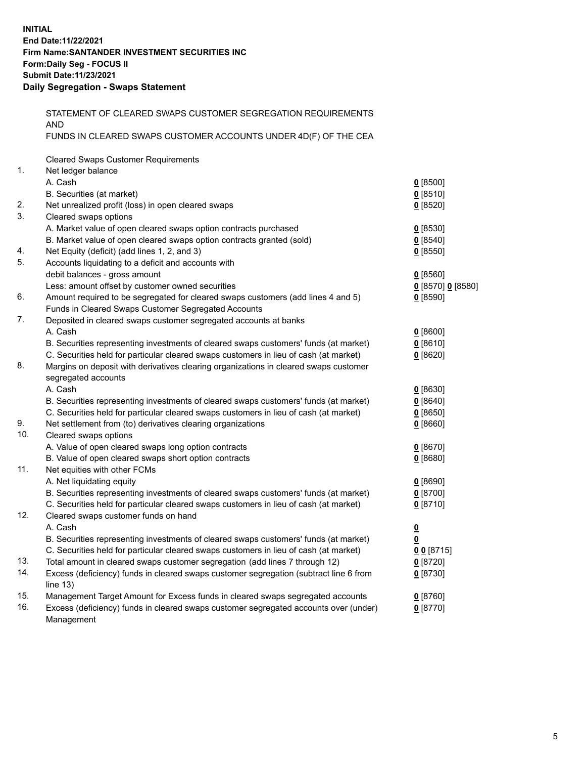**INITIAL**
**End Date:11/22/2021**
**Firm Name:SANTANDER INVESTMENT SECURITIES INC**
**Form:Daily Seg - FOCUS II**
**Submit Date:11/23/2021**
**Daily Segregation - Swaps Statement**

STATEMENT OF CLEARED SWAPS CUSTOMER SEGREGATION REQUIREMENTS AND FUNDS IN CLEARED SWAPS CUSTOMER ACCOUNTS UNDER 4D(F) OF THE CEA

| | | |
|---|---|---|
| | Cleared Swaps Customer Requirements | |
| 1. | Net ledger balance | |
| | A. Cash | 0 [8500] |
| | B. Securities (at market) | 0 [8510] |
| 2. | Net unrealized profit (loss) in open cleared swaps | 0 [8520] |
| 3. | Cleared swaps options | |
| | A. Market value of open cleared swaps option contracts purchased | 0 [8530] |
| | B. Market value of open cleared swaps option contracts granted (sold) | 0 [8540] |
| 4. | Net Equity (deficit) (add lines 1, 2, and 3) | 0 [8550] |
| 5. | Accounts liquidating to a deficit and accounts with debit balances - gross amount | 0 [8560] |
| | Less: amount offset by customer owned securities | 0 [8570] 0 [8580] |
| 6. | Amount required to be segregated for cleared swaps customers (add lines 4 and 5) | 0 [8590] |
| | Funds in Cleared Swaps Customer Segregated Accounts | |
| 7. | Deposited in cleared swaps customer segregated accounts at banks | |
| | A. Cash | 0 [8600] |
| | B. Securities representing investments of cleared swaps customers' funds (at market) | 0 [8610] |
| | C. Securities held for particular cleared swaps customers in lieu of cash (at market) | 0 [8620] |
| 8. | Margins on deposit with derivatives clearing organizations in cleared swaps customer segregated accounts | |
| | A. Cash | 0 [8630] |
| | B. Securities representing investments of cleared swaps customers' funds (at market) | 0 [8640] |
| | C. Securities held for particular cleared swaps customers in lieu of cash (at market) | 0 [8650] |
| 9. | Net settlement from (to) derivatives clearing organizations | 0 [8660] |
| 10. | Cleared swaps options | |
| | A. Value of open cleared swaps long option contracts | 0 [8670] |
| | B. Value of open cleared swaps short option contracts | 0 [8680] |
| 11. | Net equities with other FCMs | |
| | A. Net liquidating equity | 0 [8690] |
| | B. Securities representing investments of cleared swaps customers' funds (at market) | 0 [8700] |
| | C. Securities held for particular cleared swaps customers in lieu of cash (at market) | 0 [8710] |
| 12. | Cleared swaps customer funds on hand | |
| | A. Cash | 0 |
| | B. Securities representing investments of cleared swaps customers' funds (at market) | 0 |
| | C. Securities held for particular cleared swaps customers in lieu of cash (at market) | 0 0 [8715] |
| 13. | Total amount in cleared swaps customer segregation (add lines 7 through 12) | 0 [8720] |
| 14. | Excess (deficiency) funds in cleared swaps customer segregation (subtract line 6 from line 13) | 0 [8730] |
| 15. | Management Target Amount for Excess funds in cleared swaps segregated accounts | 0 [8760] |
| 16. | Excess (deficiency) funds in cleared swaps customer segregated accounts over (under) Management | 0 [8770] |